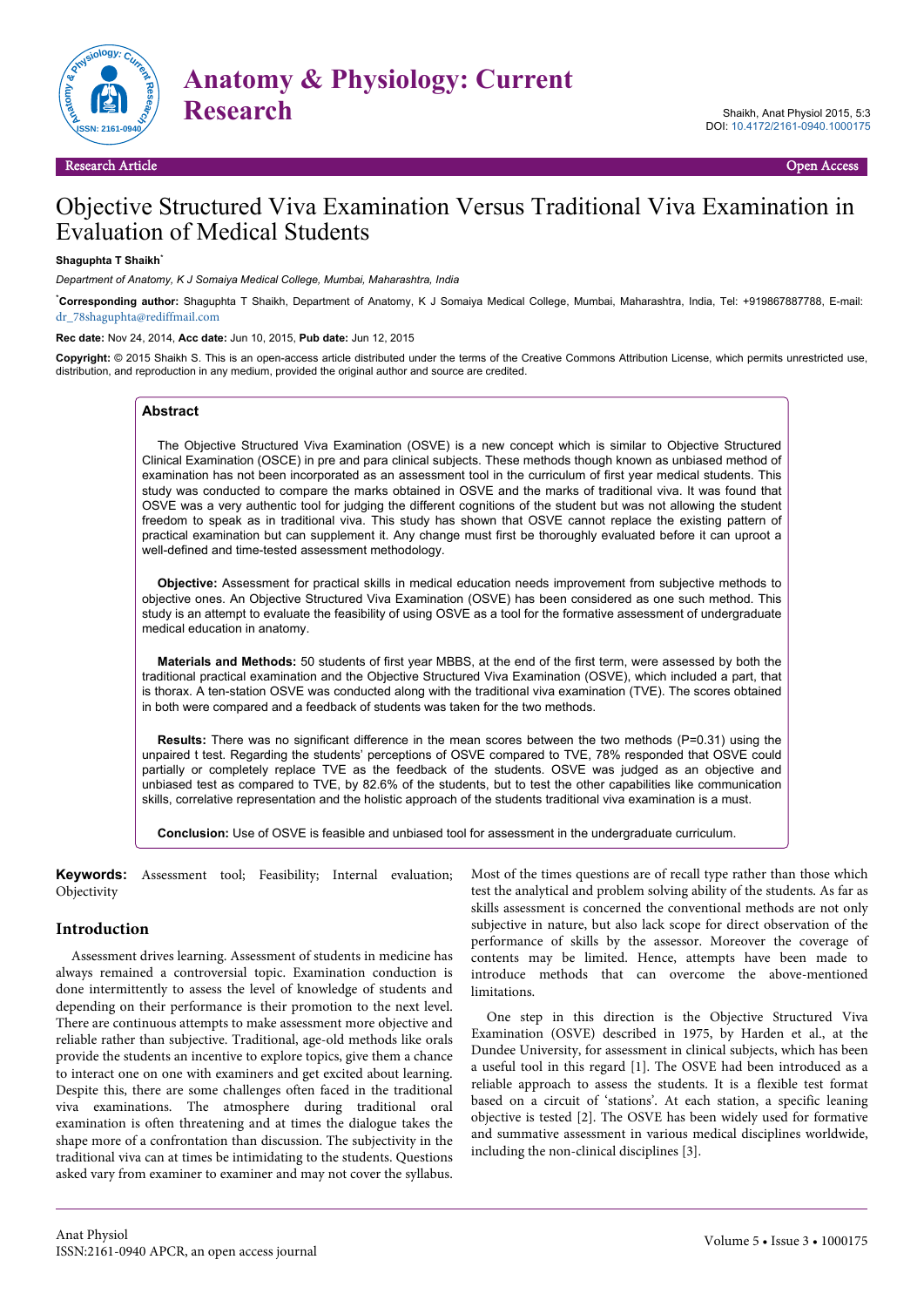# Objective Structured Viva Examination Versus Traditional Viva Examination in Evaluation of Medical Students

**Shaguphta T Shaikh***

*Department of Anatomy, K J Somaiya Medical College, Mumbai, Maharashtra, India*

***Corresponding author:** Shaguphta T Shaikh, Department of Anatomy, K J Somaiya Medical College, Mumbai, Maharashtra, India, Tel: +919867887788, E-mail: dr_78shaguphta@rediffmail.com

**Rec date:** Nov 24, 2014, **Acc date:** Jun 10, 2015, **Pub date:** Jun 12, 2015

**Copyright:** © 2015 Shaikh S. This is an open-access article distributed under the terms of the Creative Commons Attribution License, which permits unrestricted use, distribution, and reproduction in any medium, provided the original author and source are credited.

## Abstract

The Objective Structured Viva Examination (OSVE) is a new concept which is similar to Objective Structured Clinical Examination (OSCE) in pre and para clinical subjects. These methods though known as unbiased method of examination has not been incorporated as an assessment tool in the curriculum of first year medical students. This study was conducted to compare the marks obtained in OSVE and the marks of traditional viva. It was found that OSVE was a very authentic tool for judging the different cognitions of the student but was not allowing the student freedom to speak as in traditional viva. This study has shown that OSVE cannot replace the existing pattern of practical examination but can supplement it. Any change must first be thoroughly evaluated before it can uproot a well-defined and time-tested assessment methodology.

**Objective:** Assessment for practical skills in medical education needs improvement from subjective methods to objective ones. An Objective Structured Viva Examination (OSVE) has been considered as one such method. This study is an attempt to evaluate the feasibility of using OSVE as a tool for the formative assessment of undergraduate medical education in anatomy.

**Materials and Methods:** 50 students of first year MBBS, at the end of the first term, were assessed by both the traditional practical examination and the Objective Structured Viva Examination (OSVE), which included a part, that is thorax. A ten-station OSVE was conducted along with the traditional viva examination (TVE). The scores obtained in both were compared and a feedback of students was taken for the two methods.

**Results:** There was no significant difference in the mean scores between the two methods (P=0.31) using the unpaired t test. Regarding the students' perceptions of OSVE compared to TVE, 78% responded that OSVE could partially or completely replace TVE as the feedback of the students. OSVE was judged as an objective and unbiased test as compared to TVE, by 82.6% of the students, but to test the other capabilities like communication skills, correlative representation and the holistic approach of the students traditional viva examination is a must.

**Conclusion:** Use of OSVE is feasible and unbiased tool for assessment in the undergraduate curriculum.

**Keywords:** Assessment tool; Feasibility; Internal evaluation; Objectivity

## Introduction

Assessment drives learning. Assessment of students in medicine has always remained a controversial topic. Examination conduction is done intermittently to assess the level of knowledge of students and depending on their performance is their promotion to the next level. There are continuous attempts to make assessment more objective and reliable rather than subjective. Traditional, age-old methods like orals provide the students an incentive to explore topics, give them a chance to interact one on one with examiners and get excited about learning. Despite this, there are some challenges often faced in the traditional viva examinations. The atmosphere during traditional oral examination is often threatening and at times the dialogue takes the shape more of a confrontation than discussion. The subjectivity in the traditional viva can at times be intimidating to the students. Questions asked vary from examiner to examiner and may not cover the syllabus. Most of the times questions are of recall type rather than those which test the analytical and problem solving ability of the students. As far as skills assessment is concerned the conventional methods are not only subjective in nature, but also lack scope for direct observation of the performance of skills by the assessor. Moreover the coverage of contents may be limited. Hence, attempts have been made to introduce methods that can overcome the above-mentioned limitations.

One step in this direction is the Objective Structured Viva Examination (OSVE) described in 1975, by Harden et al., at the Dundee University, for assessment in clinical subjects, which has been a useful tool in this regard [1]. The OSVE had been introduced as a reliable approach to assess the students. It is a flexible test format based on a circuit of 'stations'. At each station, a specific leaning objective is tested [2]. The OSVE has been widely used for formative and summative assessment in various medical disciplines worldwide, including the non-clinical disciplines [3].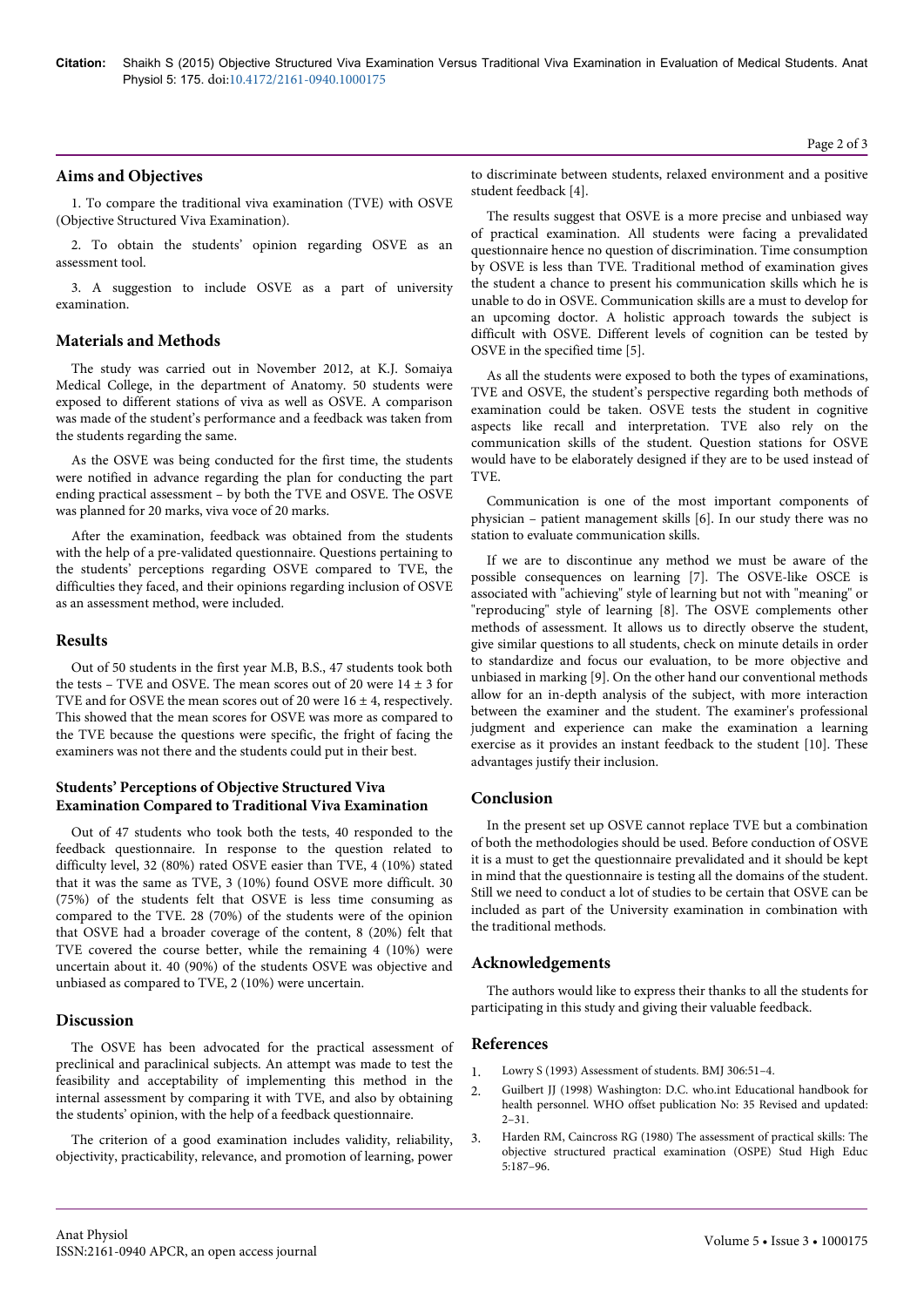## Aims and Objectives

1. To compare the traditional viva examination (TVE) with OSVE (Objective Structured Viva Examination).

2. To obtain the students' opinion regarding OSVE as an assessment tool.

3. A suggestion to include OSVE as a part of university examination.

## Materials and Methods

The study was carried out in November 2012, at K.J. Somaiya Medical College, in the department of Anatomy. 50 students were exposed to different stations of viva as well as OSVE. A comparison was made of the student's performance and a feedback was taken from the students regarding the same.

As the OSVE was being conducted for the first time, the students were notified in advance regarding the plan for conducting the part ending practical assessment – by both the TVE and OSVE. The OSVE was planned for 20 marks, viva voce of 20 marks.

After the examination, feedback was obtained from the students with the help of a pre-validated questionnaire. Questions pertaining to the students' perceptions regarding OSVE compared to TVE, the difficulties they faced, and their opinions regarding inclusion of OSVE as an assessment method, were included.

## Results

Out of 50 students in the first year M.B, B.S., 47 students took both the tests – TVE and OSVE. The mean scores out of 20 were 14 ± 3 for TVE and for OSVE the mean scores out of 20 were 16 ± 4, respectively. This showed that the mean scores for OSVE was more as compared to the TVE because the questions were specific, the fright of facing the examiners was not there and the students could put in their best.

### Students' Perceptions of Objective Structured Viva Examination Compared to Traditional Viva Examination

Out of 47 students who took both the tests, 40 responded to the feedback questionnaire. In response to the question related to difficulty level, 32 (80%) rated OSVE easier than TVE, 4 (10%) stated that it was the same as TVE, 3 (10%) found OSVE more difficult. 30 (75%) of the students felt that OSVE is less time consuming as compared to the TVE. 28 (70%) of the students were of the opinion that OSVE had a broader coverage of the content, 8 (20%) felt that TVE covered the course better, while the remaining 4 (10%) were uncertain about it. 40 (90%) of the students OSVE was objective and unbiased as compared to TVE, 2 (10%) were uncertain.

## Discussion

The OSVE has been advocated for the practical assessment of preclinical and paraclinical subjects. An attempt was made to test the feasibility and acceptability of implementing this method in the internal assessment by comparing it with TVE, and also by obtaining the students' opinion, with the help of a feedback questionnaire.

The criterion of a good examination includes validity, reliability, objectivity, practicability, relevance, and promotion of learning, power to discriminate between students, relaxed environment and a positive student feedback [4].

The results suggest that OSVE is a more precise and unbiased way of practical examination. All students were facing a prevalidated questionnaire hence no question of discrimination. Time consumption by OSVE is less than TVE. Traditional method of examination gives the student a chance to present his communication skills which he is unable to do in OSVE. Communication skills are a must to develop for an upcoming doctor. A holistic approach towards the subject is difficult with OSVE. Different levels of cognition can be tested by OSVE in the specified time [5].

As all the students were exposed to both the types of examinations, TVE and OSVE, the student's perspective regarding both methods of examination could be taken. OSVE tests the student in cognitive aspects like recall and interpretation. TVE also rely on the communication skills of the student. Question stations for OSVE would have to be elaborately designed if they are to be used instead of TVE.

Communication is one of the most important components of physician – patient management skills [6]. In our study there was no station to evaluate communication skills.

If we are to discontinue any method we must be aware of the possible consequences on learning [7]. The OSVE-like OSCE is associated with "achieving" style of learning but not with "meaning" or "reproducing" style of learning [8]. The OSVE complements other methods of assessment. It allows us to directly observe the student, give similar questions to all students, check on minute details in order to standardize and focus our evaluation, to be more objective and unbiased in marking [9]. On the other hand our conventional methods allow for an in-depth analysis of the subject, with more interaction between the examiner and the student. The examiner's professional judgment and experience can make the examination a learning exercise as it provides an instant feedback to the student [10]. These advantages justify their inclusion.

## Conclusion

In the present set up OSVE cannot replace TVE but a combination of both the methodologies should be used. Before conduction of OSVE it is a must to get the questionnaire prevalidated and it should be kept in mind that the questionnaire is testing all the domains of the student. Still we need to conduct a lot of studies to be certain that OSVE can be included as part of the University examination in combination with the traditional methods.

## Acknowledgements

The authors would like to express their thanks to all the students for participating in this study and giving their valuable feedback.

## References

1. Lowry S (1993) Assessment of students. BMJ 306:51–4.
2. Guilbert JJ (1998) Washington: D.C. who.int Educational handbook for health personnel. WHO offset publication No: 35 Revised and updated: 2–31.
3. Harden RM, Caincross RG (1980) The assessment of practical skills: The objective structured practical examination (OSPE) Stud High Educ 5:187–96.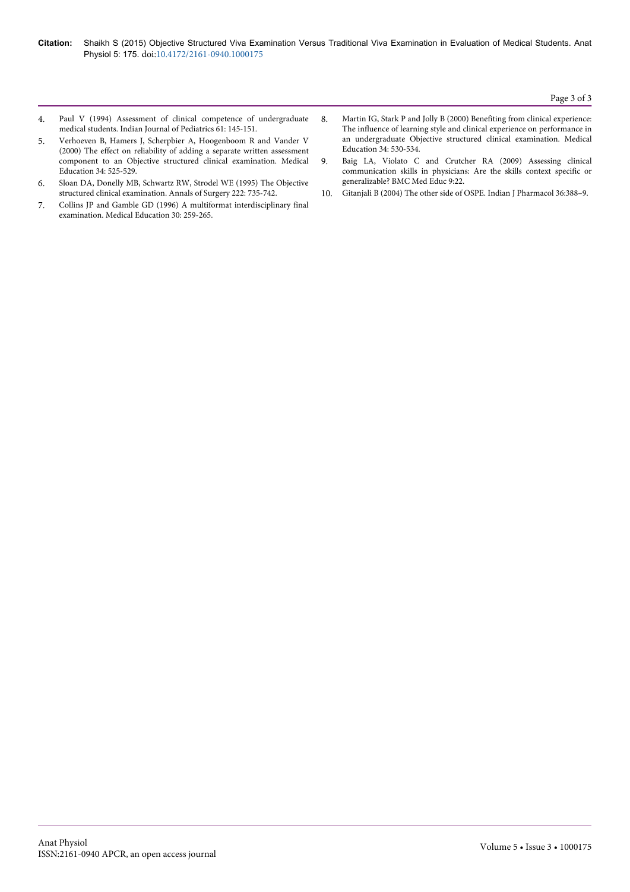4. Paul V (1994) Assessment of clinical competence of undergraduate medical students. Indian Journal of Pediatrics 61: 145-151.
5. Verhoeven B, Hamers J, Scherpbier A, Hoogenboom R and Vander V (2000) The effect on reliability of adding a separate written assessment component to an Objective structured clinical examination. Medical Education 34: 525-529.
6. Sloan DA, Donelly MB, Schwartz RW, Strodel WE (1995) The Objective structured clinical examination. Annals of Surgery 222: 735-742.
7. Collins JP and Gamble GD (1996) A multiformat interdisciplinary final examination. Medical Education 30: 259-265.
8. Martin IG, Stark P and Jolly B (2000) Benefiting from clinical experience: The influence of learning style and clinical experience on performance in an undergraduate Objective structured clinical examination. Medical Education 34: 530-534.
9. Baig LA, Violato C and Crutcher RA (2009) Assessing clinical communication skills in physicians: Are the skills context specific or generalizable? BMC Med Educ 9:22.
10. Gitanjali B (2004) The other side of OSPE. Indian J Pharmacol 36:388–9.